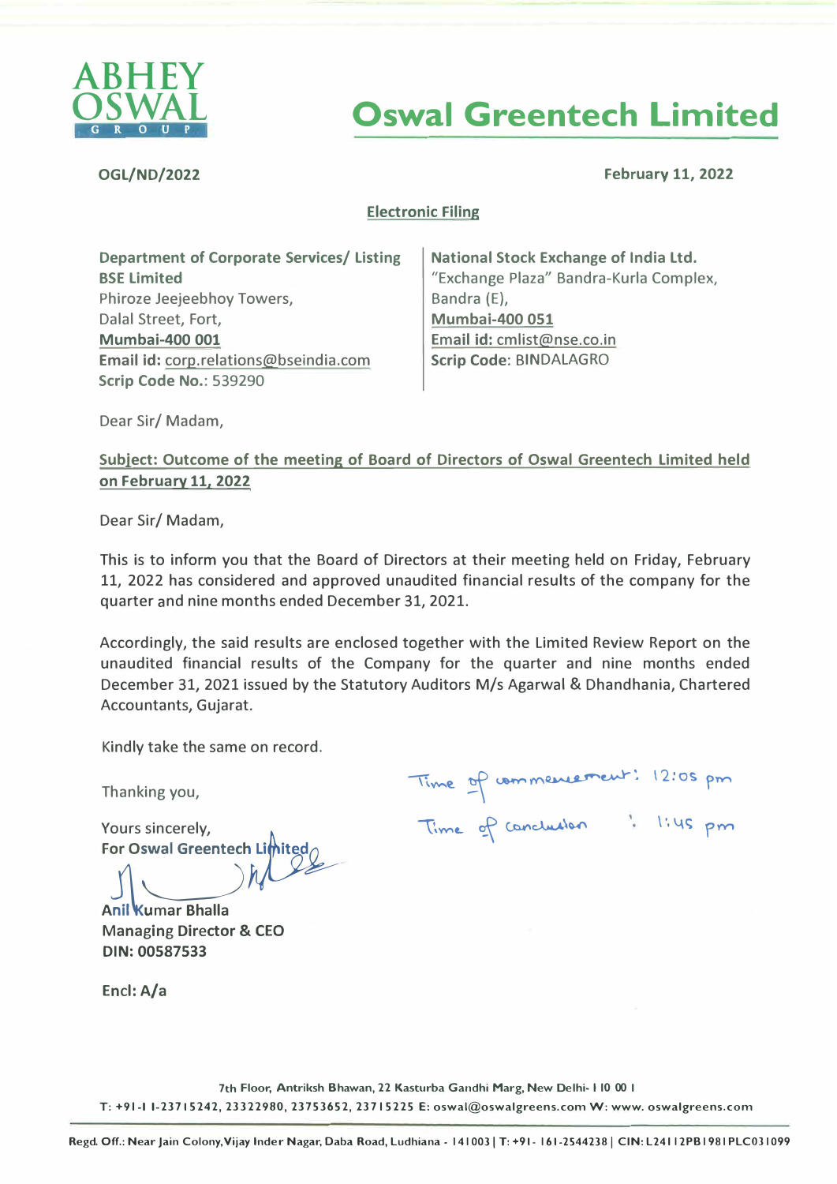ABHEY OSWAL GROUP

# Oswal Greentech Limited

**OGL/ND/2022** **February 11, 2022**

**Electronic Filing**

**Department of Corporate Services/ Listing**
**BSE Limited**
Phiroze Jeejeebhoy Towers,
Dalal Street, Fort,
**Mumbai-400 001**
**Email id:** corp.relations@bseindia.com
**Scrip Code No.:** 539290

**National Stock Exchange of India Ltd.**
"Exchange Plaza" Bandra-Kurla Complex,
Bandra (E),
**Mumbai-400 051**
**Email id:** cmlist@nse.co.in
**Scrip Code:** BINDALAGRO

Dear Sir/ Madam,

**Subject: Outcome of the meeting of Board of Directors of Oswal Greentech Limited held on February 11, 2022**

Dear Sir/ Madam,

This is to inform you that the Board of Directors at their meeting held on Friday, February 11, 2022 has considered and approved unaudited financial results of the company for the quarter and nine months ended December 31, 2021.

Accordingly, the said results are enclosed together with the Limited Review Report on the unaudited financial results of the Company for the quarter and nine months ended December 31, 2021 issued by the Statutory Auditors M/s Agarwal & Dhandhania, Chartered Accountants, Gujarat.

Kindly take the same on record.

Thanking you,

Time of commencement: 12:05 pm
Time of conclusion : 1:45 pm

Yours sincerely,
**For Oswal Greentech Limited**

**Anil Kumar Bhalla**
**Managing Director & CEO**
**DIN: 00587533**

**Encl: A/a**

7th Floor, Antriksh Bhawan, 22 Kasturba Gandhi Marg, New Delhi- 110 001
T: +91-11-23715242, 23322980, 23753652, 23715225 E: oswal@oswalgreens.com W: www.oswalgreens.com

Regd. Off.: Near Jain Colony, Vijay Inder Nagar, Daba Road, Ludhiana - 141003 | T: +91- 161-2544238 | CIN: L24112PB1981PLC031099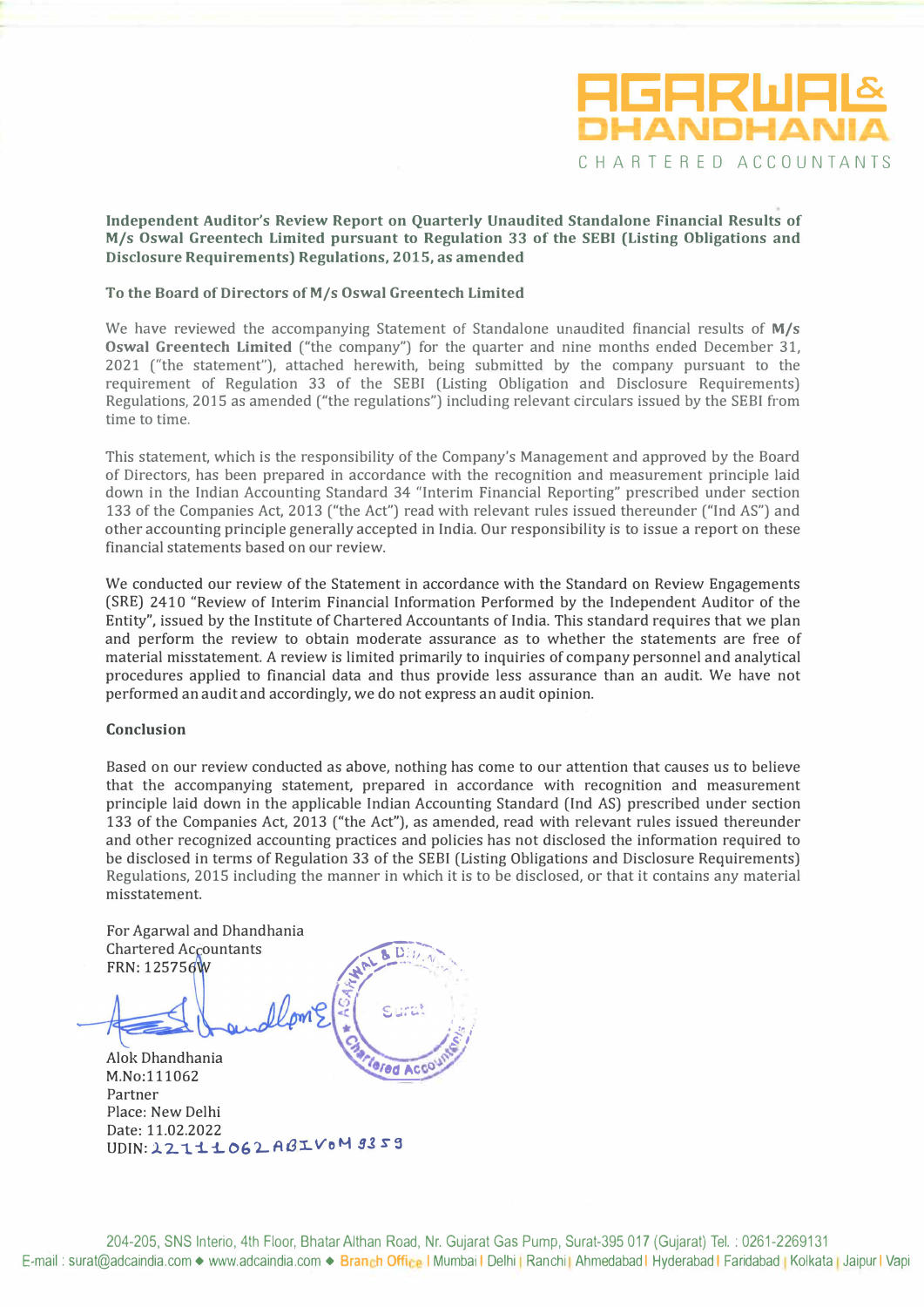**AGARWAL & DHANDHANIA**
CHARTERED ACCOUNTANTS

**Independent Auditor's Review Report on Quarterly Unaudited Standalone Financial Results of M/s Oswal Greentech Limited pursuant to Regulation 33 of the SEBI (Listing Obligations and Disclosure Requirements) Regulations, 2015, as amended**

**To the Board of Directors of M/s Oswal Greentech Limited**

We have reviewed the accompanying Statement of Standalone unaudited financial results of **M/s Oswal Greentech Limited** ("the company") for the quarter and nine months ended December 31, 2021 ("the statement"), attached herewith, being submitted by the company pursuant to the requirement of Regulation 33 of the SEBI (Listing Obligation and Disclosure Requirements) Regulations, 2015 as amended ("the regulations") including relevant circulars issued by the SEBI from time to time.

This statement, which is the responsibility of the Company's Management and approved by the Board of Directors, has been prepared in accordance with the recognition and measurement principle laid down in the Indian Accounting Standard 34 "Interim Financial Reporting" prescribed under section 133 of the Companies Act, 2013 ("the Act") read with relevant rules issued thereunder ("Ind AS") and other accounting principle generally accepted in India. Our responsibility is to issue a report on these financial statements based on our review.

We conducted our review of the Statement in accordance with the Standard on Review Engagements (SRE) 2410 "Review of Interim Financial Information Performed by the Independent Auditor of the Entity", issued by the Institute of Chartered Accountants of India. This standard requires that we plan and perform the review to obtain moderate assurance as to whether the statements are free of material misstatement. A review is limited primarily to inquiries of company personnel and analytical procedures applied to financial data and thus provide less assurance than an audit. We have not performed an audit and accordingly, we do not express an audit opinion.

**Conclusion**

Based on our review conducted as above, nothing has come to our attention that causes us to believe that the accompanying statement, prepared in accordance with recognition and measurement principle laid down in the applicable Indian Accounting Standard (Ind AS) prescribed under section 133 of the Companies Act, 2013 ("the Act"), as amended, read with relevant rules issued thereunder and other recognized accounting practices and policies has not disclosed the information required to be disclosed in terms of Regulation 33 of the SEBI (Listing Obligations and Disclosure Requirements) Regulations, 2015 including the manner in which it is to be disclosed, or that it contains any material misstatement.

For Agarwal and Dhandhania
Chartered Accountants
FRN: 125756W

Alok Dhandhania
M.No:111062
Partner
Place: New Delhi
Date: 11.02.2022
UDIN: 22111062ABIVOM9359

204-205, SNS Interio, 4th Floor, Bhatar Althan Road, Nr. Gujarat Gas Pump, Surat-395 017 (Gujarat) Tel. : 0261-2269131
E-mail : surat@adcaindia.com ◆ www.adcaindia.com ◆ Branch Office | Mumbai | Delhi | Ranchi | Ahmedabad | Hyderabad | Faridabad | Kolkata | Jaipur | Vapi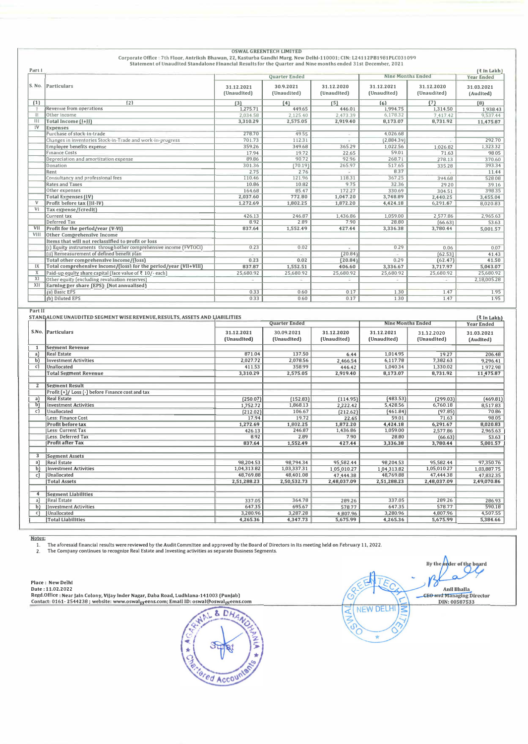**OSWAL GREENTECH LIMITED**

Corporate Office : 7th Floor, Antriksh Bhawan, 22, Kasturba Gandhi Marg, New Delhi-110001; CIN: L24112PB1981PLC031099

Statement of Unaudited Standalone Financial Results for the Quarter and Nine months ended 31st December, 2021

Part I

(₹ In Lakh)

| S. No. | Particulars | Quarter Ended | | | Nine Months Ended | | Year Ended |
|---|---|---|---|---|---|---|---|
| | | 31.12.2021 (Unaudited) | 30.9.2021 (Unaudited) | 31.12.2020 (Unaudited) | 31.12.2021 (Unaudited) | 31.12.2020 (Unaudited) | 31.03.2021 (Audited) |
| (1) | (2) | (3) | (4) | (5) | (6) | (7) | (8) |
| I | Revenue from operations | 1,275.71 | 449.65 | 446.01 | 1,994.75 | 1,314.50 | 1,938.43 |
| II | Other Income | 2,034.58 | 2,125.40 | 2,473.39 | 6,178.32 | 7,417.42 | 9,537.44 |
| III | Total Income (I+II) | 3,310.29 | 2,575.05 | 2,919.40 | 8,173.07 | 8,731.92 | 11,475.87 |
| IV | Expenses | | | | | | |
| | Purchase of stock-in-trade | 278.70 | 49.55 | - | 4,026.68 | | |
| | Changes in inventories Stock-in-Trade and work-in-progress | 701.73 | 112.31 | - | (2,884.39) | - | 292.70 |
| | Employee benefits expense | 359.26 | 349.68 | 365.29 | 1,022.56 | 1,026.82 | 1,323.32 |
| | Finance Costs | 17.94 | 19.72 | 22.65 | 59.01 | 71.63 | 98.05 |
| | Depreciation and amortization expense | 89.86 | 90.72 | 92.96 | 268.71 | 278.13 | 370.60 |
| | Donation | 301.36 | (70.19) | 265.97 | 517.65 | 335.28 | 393.34 |
| | Rent | 2.75 | 2.76 | - | 8.37 | - | 11.44 |
| | Consultancy and professional fees | 110.46 | 121.96 | 118.31 | 367.25 | 394.68 | 528.08 |
| | Rates and Taxes | 10.86 | 10.82 | 9.75 | 32.36 | 29.20 | 39.16 |
| | Other expenses | 164.68 | 85.47 | 172.27 | 330.69 | 304.51 | 398.35 |
| | Total Expenses (IV) | 2,037.60 | 772.80 | 1,047.20 | 3,748.89 | 2,440.25 | 3,455.04 |
| V | Profit before tax (III-IV) | 1,272.69 | 1,802.25 | 1,872.20 | 4,424.18 | 6,291.67 | 8,020.83 |
| VI | Tax expense/(credit) | | | | | | |
| | Current tax | 426.13 | 246.87 | 1,436.86 | 1,059.00 | 2,577.86 | 2,965.63 |
| | Deferred Tax | 8.92 | 2.89 | 7.90 | 28.80 | (66.63) | 53.63 |
| VII | Profit for the period/year (V-VI) | 837.64 | 1,552.49 | 427.44 | 3,336.38 | 3,780.44 | 5,001.57 |
| VIII | Other Comprehensive Income | | | | | | |
| | Items that will not reclassified to profit or loss | | | | | | |
| | (i) Equity instruments through other comprehensive income (FVTOCI) | 0.23 | 0.02 | - | 0.29 | 0.06 | 0.07 |
| | (ii) Remeasurement of defined benefit plan | - | - | (20.84) | - | (62.53) | 41.43 |
| | Total other comprehensive income/(loss) | 0.23 | 0.02 | (20.84) | 0.29 | (62.47) | 41.50 |
| IX | Total comprehensive income/(loss) for the period/year (VII+VIII) | 837.87 | 1,552.51 | 406.60 | 3,336.67 | 3,717.97 | 5,043.07 |
| X | Paid-up equity share capital (face value of ₹ 10/- each) | 25,680.92 | 25,680.92 | 25,680.92 | 25,680.92 | 25,680.92 | 25,680.92 |
| XI | Other equity (excluding revaluation reserves) | - | - | - | - | - | 2,18,005.28 |
| XII | Earning per share (EPS): (Not annualised) | | | | | | |
| | (a) Basic EPS | 0.33 | 0.60 | 0.17 | 1.30 | 1.47 | 1.95 |
| | (b) Diluted EPS | 0.33 | 0.60 | 0.17 | 1.30 | 1.47 | 1.95 |

Part II

STANDALONE UNAUDITED SEGMENT WISE REVENUE, RESULTS, ASSETS AND LIABILITIES

(₹ In Lakh)

| S.No. | Particulars | Quarter Ended | | | Nine Months Ended | | Year Ended |
|---|---|---|---|---|---|---|---|
| | | 31.12.2021 (Unaudited) | 30.09.2021 (Unaudited) | 31.12.2020 (Unaudited) | 31.12.2021 (Unaudited) | 31.12.2020 (Unaudited) | 31.03.2021 (Audited) |
| 1 | Segment Revenue | | | | | | |
| a) | Real Estate | 871.04 | 137.50 | 6.44 | 1,014.95 | 19.27 | 206.48 |
| b) | Investment Activities | 2,027.72 | 2,078.56 | 2,466.54 | 6,117.78 | 7,382.63 | 9,296.41 |
| c) | Unallocated | 411.53 | 358.99 | 446.42 | 1,040.34 | 1,330.02 | 1,972.98 |
| | Total Segment Revenue | 3,310.29 | 2,575.05 | 2,919.40 | 8,173.07 | 8,731.92 | 11,475.87 |
| 2 | Segment Result | | | | | | |
| | Profit (+)/ Loss (-) before Finance cost and tax | | | | | | |
| a) | Real Estate | (250.07) | (152.83) | (114.95) | (483.53) | (299.03) | (469.81) |
| b) | Investment Activities | 1,752.72 | 1,868.13 | 2,222.42 | 5,428.56 | 6,760.18 | 8,517.83 |
| c) | Unallocated | (212.02) | 106.67 | (212.62) | (461.84) | (97.85) | 70.86 |
| | Less: Finance Cost | 17.94 | 19.72 | 22.65 | 59.01 | 71.63 | 98.05 |
| | Profit before tax | 1,272.69 | 1,802.25 | 1,872.20 | 4,424.18 | 6,291.67 | 8,020.83 |
| | Less: Current Tax | 426.13 | 246.87 | 1,436.86 | 1,059.00 | 2,577.86 | 2,965.63 |
| | Less: Deferred Tax | 8.92 | 2.89 | 7.90 | 28.80 | (66.63) | 53.63 |
| | Profit after Tax | 837.64 | 1,552.49 | 427.44 | 3,336.38 | 3,780.44 | 5,001.57 |
| 3 | Segment Assets | | | | | | |
| a) | Real Estate | 98,204.53 | 98,794.34 | 95,582.44 | 98,204.53 | 95,582.44 | 97,350.76 |
| b) | Investment Activities | 1,04,313.82 | 1,03,337.31 | 1,05,010.27 | 1,04,313.82 | 1,05,010.27 | 1,03,887.75 |
| c) | Unallocated | 48,769.88 | 48,401.08 | 47,444.38 | 48,769.88 | 47,444.38 | 47,832.35 |
| | Total Assets | 2,51,288.23 | 2,50,532.73 | 2,48,037.09 | 2,51,288.23 | 2,48,037.09 | 2,49,070.86 |
| 4 | Segment Liabilities | | | | | | |
| a) | Real Estate | 337.05 | 364.78 | 289.26 | 337.05 | 289.26 | 286.93 |
| b) | Investment Activities | 647.35 | 695.67 | 578.77 | 647.35 | 578.77 | 590.18 |
| c) | Unallocated | 3,280.96 | 3,287.28 | 4,807.96 | 3,280.96 | 4,807.96 | 4,507.55 |
| | Total Liabilities | 4,265.36 | 4,347.73 | 5,675.99 | 4,265.36 | 5,675.99 | 5,384.66 |

**Notes:**

1. The aforesaid financial results were reviewed by the Audit Committee and approved by the Board of Directors in its meeting held on February 11, 2022.
2. The Company continues to recognize Real Estate and Investing activities as separate Business Segments.

Place : New Delhi
Date : 11.02.2022
Regd.Office : Near Jain Colony, Vijay Inder Nagar, Daba Road, Ludhiana-141003 (Punjab)
Contact: 0161- 2544238 ; website: www.oswalgreens.com; Email ID: oswal@oswalgreens.com

By the order of the board

Anil Bhalla
CEO and Managing Director
DIN: 00587533